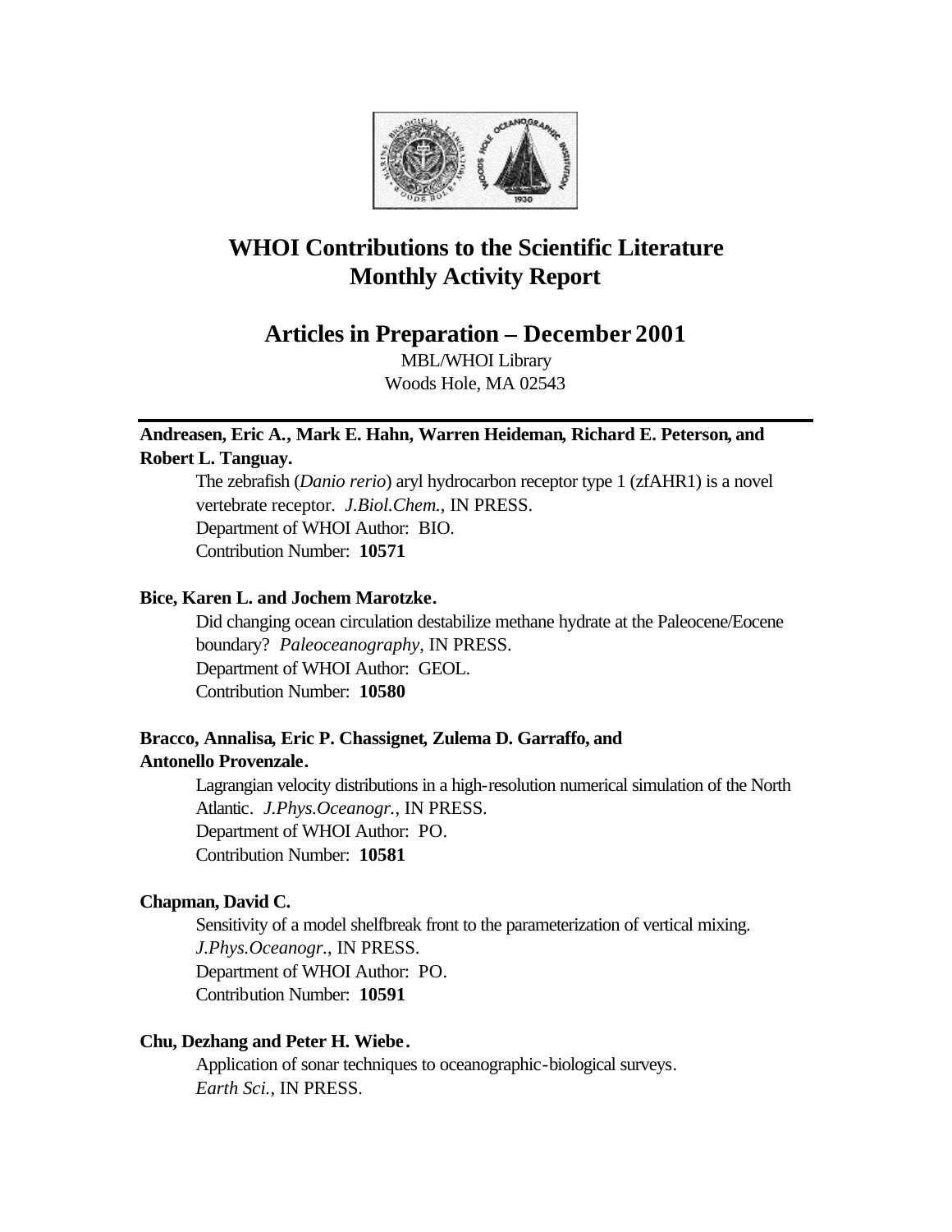# WHOI Contributions to the Scientific Literature
# Monthly Activity Report

## Articles in Preparation – December 2001

MBL/WHOI Library
Woods Hole, MA 02543

---

**Andreasen, Eric A., Mark E. Hahn, Warren Heideman, Richard E. Peterson, and Robert L. Tanguay.**

The zebrafish (*Danio rerio*) aryl hydrocarbon receptor type 1 (zfAHR1) is a novel vertebrate receptor. *J.Biol.Chem.*, IN PRESS.
Department of WHOI Author: BIO.
Contribution Number: **10571**

**Bice, Karen L. and Jochem Marotzke.**

Did changing ocean circulation destabilize methane hydrate at the Paleocene/Eocene boundary? *Paleoceanography*, IN PRESS.
Department of WHOI Author: GEOL.
Contribution Number: **10580**

**Bracco, Annalisa, Eric P. Chassignet, Zulema D. Garraffo, and Antonello Provenzale.**

Lagrangian velocity distributions in a high-resolution numerical simulation of the North Atlantic. *J.Phys.Oceanogr.*, IN PRESS.
Department of WHOI Author: PO.
Contribution Number: **10581**

**Chapman, David C.**

Sensitivity of a model shelfbreak front to the parameterization of vertical mixing. *J.Phys.Oceanogr.*, IN PRESS.
Department of WHOI Author: PO.
Contribution Number: **10591**

**Chu, Dezhang and Peter H. Wiebe.**

Application of sonar techniques to oceanographic-biological surveys. *Earth Sci.*, IN PRESS.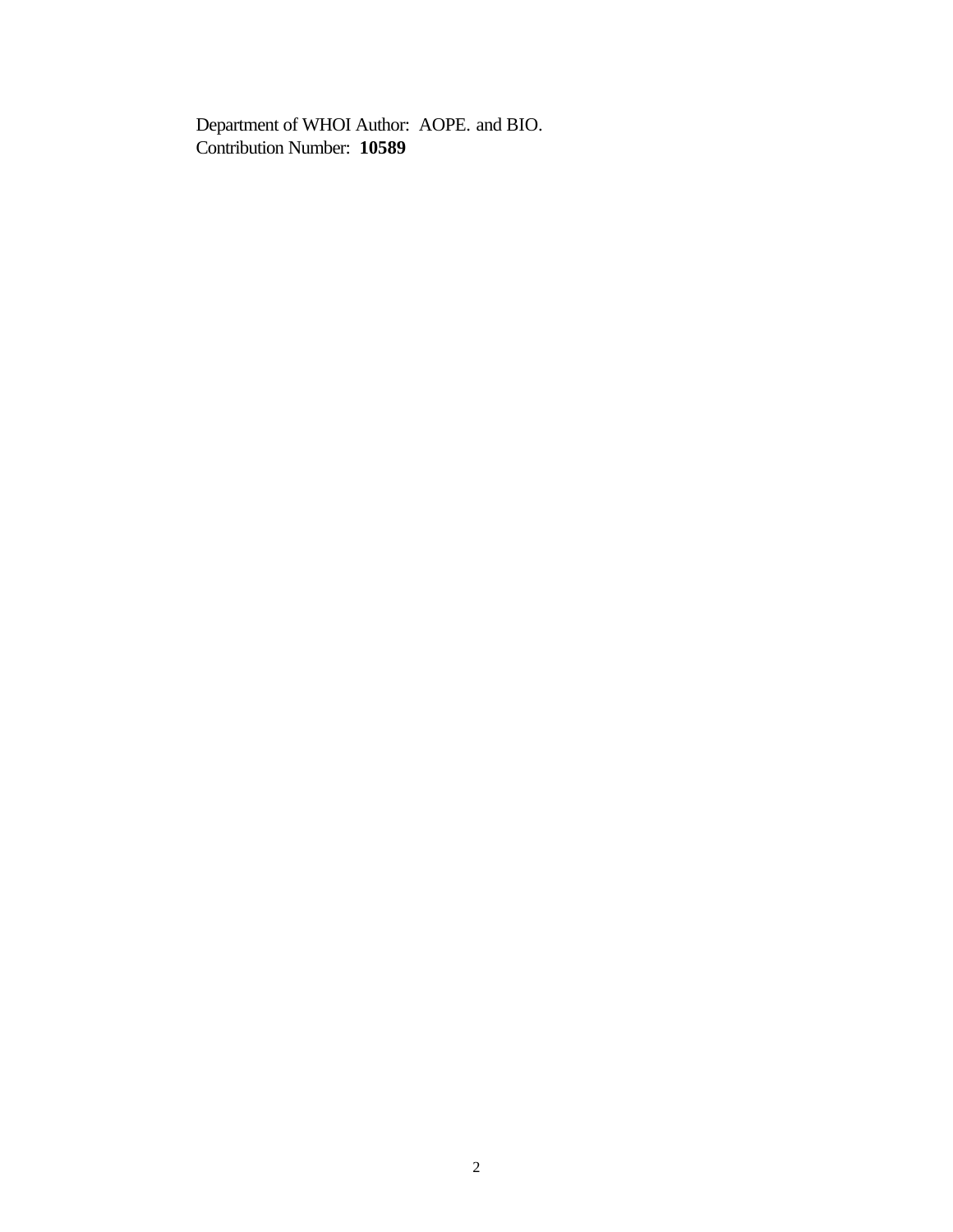Department of WHOI Author: AOPE. and BIO.
Contribution Number: **10589**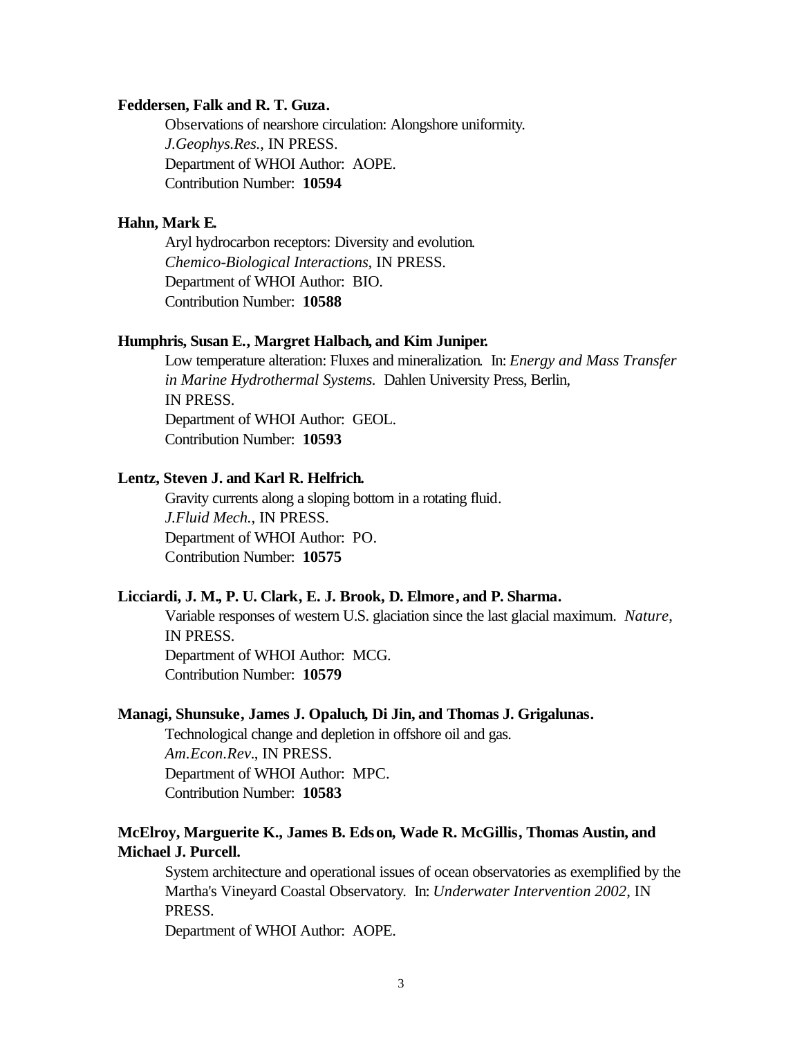**Feddersen, Falk and R. T. Guza.**

Observations of nearshore circulation: Alongshore uniformity.
*J.Geophys.Res.*, IN PRESS.
Department of WHOI Author: AOPE.
Contribution Number: **10594**

**Hahn, Mark E.**

Aryl hydrocarbon receptors: Diversity and evolution.
*Chemico-Biological Interactions*, IN PRESS.
Department of WHOI Author: BIO.
Contribution Number: **10588**

**Humphris, Susan E., Margret Halbach, and Kim Juniper.**

Low temperature alteration: Fluxes and mineralization. In: *Energy and Mass Transfer in Marine Hydrothermal Systems.* Dahlen University Press, Berlin, IN PRESS.
Department of WHOI Author: GEOL.
Contribution Number: **10593**

**Lentz, Steven J. and Karl R. Helfrich.**

Gravity currents along a sloping bottom in a rotating fluid.
*J.Fluid Mech.*, IN PRESS.
Department of WHOI Author: PO.
Contribution Number: **10575**

**Licciardi, J. M., P. U. Clark, E. J. Brook, D. Elmore, and P. Sharma.**

Variable responses of western U.S. glaciation since the last glacial maximum. *Nature*, IN PRESS.
Department of WHOI Author: MCG.
Contribution Number: **10579**

**Managi, Shunsuke, James J. Opaluch, Di Jin, and Thomas J. Grigalunas.**

Technological change and depletion in offshore oil and gas.
*Am.Econ.Rev.*, IN PRESS.
Department of WHOI Author: MPC.
Contribution Number: **10583**

**McElroy, Marguerite K., James B. Edson, Wade R. McGillis, Thomas Austin, and Michael J. Purcell.**

System architecture and operational issues of ocean observatories as exemplified by the Martha's Vineyard Coastal Observatory. In: *Underwater Intervention 2002*, IN PRESS.
Department of WHOI Author: AOPE.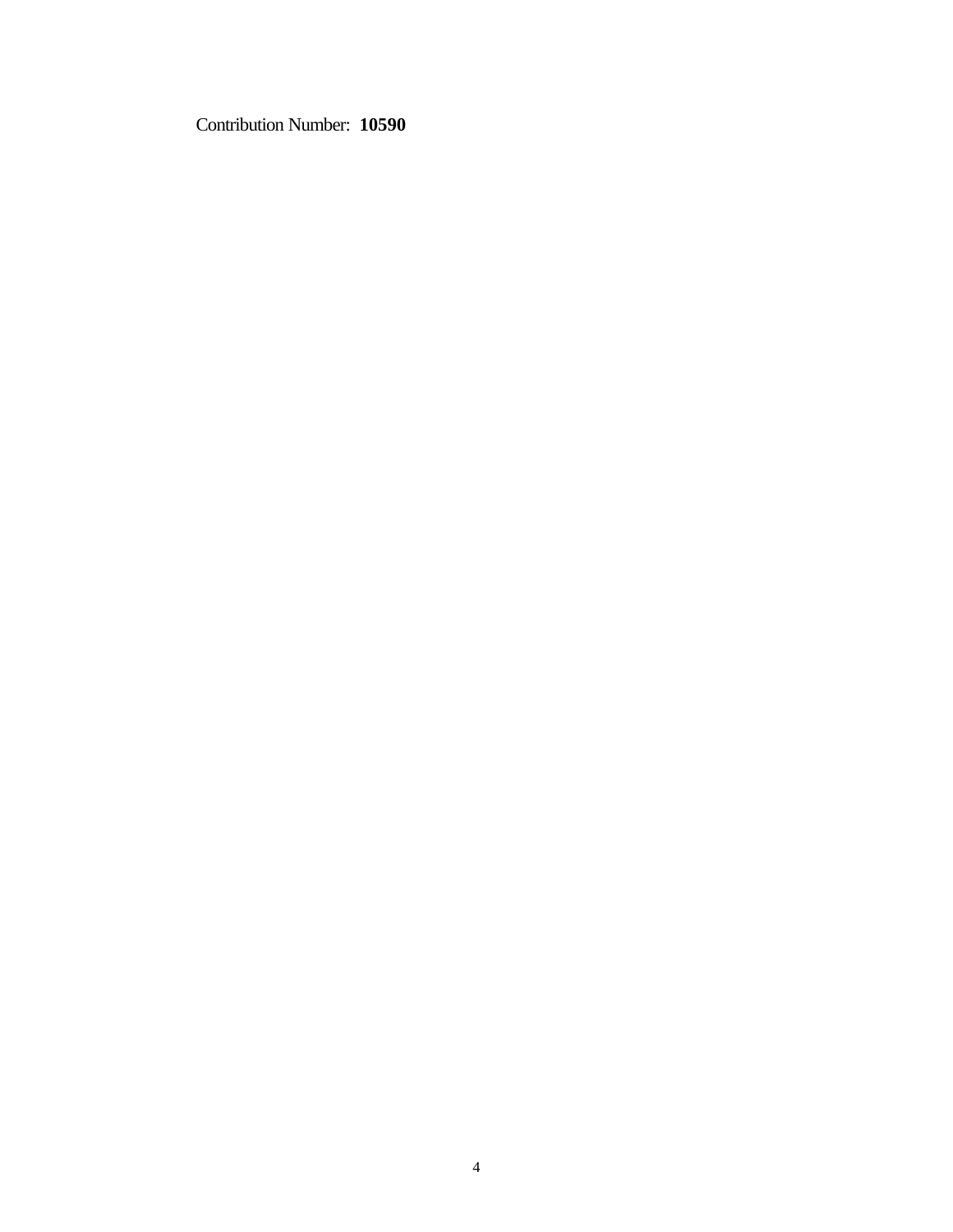Contribution Number: **10590**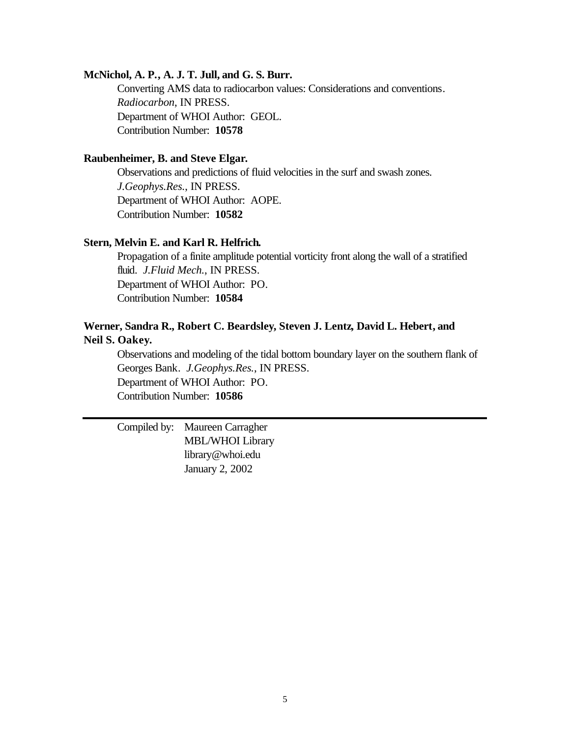**McNichol, A. P., A. J. T. Jull, and G. S. Burr.**

Converting AMS data to radiocarbon values: Considerations and conventions. *Radiocarbon*, IN PRESS.
Department of WHOI Author: GEOL.
Contribution Number: **10578**

**Raubenheimer, B. and Steve Elgar.**

Observations and predictions of fluid velocities in the surf and swash zones. *J.Geophys.Res.*, IN PRESS.
Department of WHOI Author: AOPE.
Contribution Number: **10582**

**Stern, Melvin E. and Karl R. Helfrich.**

Propagation of a finite amplitude potential vorticity front along the wall of a stratified fluid. *J.Fluid Mech.*, IN PRESS.
Department of WHOI Author: PO.
Contribution Number: **10584**

**Werner, Sandra R., Robert C. Beardsley, Steven J. Lentz, David L. Hebert, and Neil S. Oakey.**

Observations and modeling of the tidal bottom boundary layer on the southern flank of Georges Bank. *J.Geophys.Res.*, IN PRESS.
Department of WHOI Author: PO.
Contribution Number: **10586**

---

Compiled by: Maureen Carragher
MBL/WHOI Library
library@whoi.edu
January 2, 2002